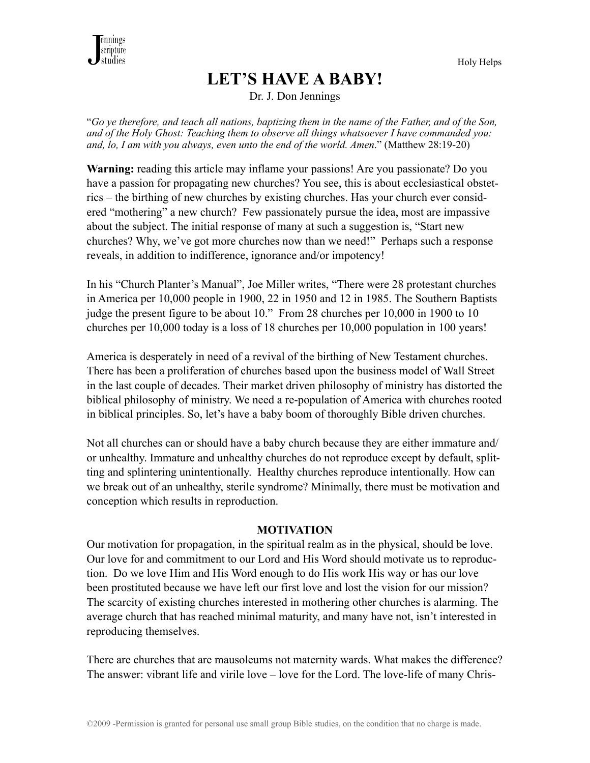# LET'S HAVE A BABY!

Dr. J. Don Jennings

"*Go ye therefore, and teach all nations, baptizing them in the name of the Father, and of the Son, and of the Holy Ghost: Teaching them to observe all things whatsoever I have commanded you: and, lo, I am with you always, even unto the end of the world. Amen*." (Matthew 28:19-20)

**Warning:** reading this article may inflame your passions! Are you passionate? Do you have a passion for propagating new churches? You see, this is about ecclesiastical obstetrics – the birthing of new churches by existing churches. Has your church ever considered "mothering" a new church? Few passionately pursue the idea, most are impassive about the subject. The initial response of many at such a suggestion is, "Start new churches? Why, we've got more churches now than we need!" Perhaps such a response reveals, in addition to indifference, ignorance and/or impotency!

In his "Church Planter's Manual", Joe Miller writes, "There were 28 protestant churches in America per 10,000 people in 1900, 22 in 1950 and 12 in 1985. The Southern Baptists judge the present figure to be about 10." From 28 churches per 10,000 in 1900 to 10 churches per 10,000 today is a loss of 18 churches per 10,000 population in 100 years!

America is desperately in need of a revival of the birthing of New Testament churches. There has been a proliferation of churches based upon the business model of Wall Street in the last couple of decades. Their market driven philosophy of ministry has distorted the biblical philosophy of ministry. We need a re-population of America with churches rooted in biblical principles. So, let's have a baby boom of thoroughly Bible driven churches.

Not all churches can or should have a baby church because they are either immature and/or unhealthy. Immature and unhealthy churches do not reproduce except by default, splitting and splintering unintentionally. Healthy churches reproduce intentionally. How can we break out of an unhealthy, sterile syndrome? Minimally, there must be motivation and conception which results in reproduction.

## MOTIVATION

Our motivation for propagation, in the spiritual realm as in the physical, should be love. Our love for and commitment to our Lord and His Word should motivate us to reproduction. Do we love Him and His Word enough to do His work His way or has our love been prostituted because we have left our first love and lost the vision for our mission? The scarcity of existing churches interested in mothering other churches is alarming. The average church that has reached minimal maturity, and many have not, isn't interested in reproducing themselves.

There are churches that are mausoleums not maternity wards. What makes the difference? The answer: vibrant life and virile love – love for the Lord. The love-life of many Chris-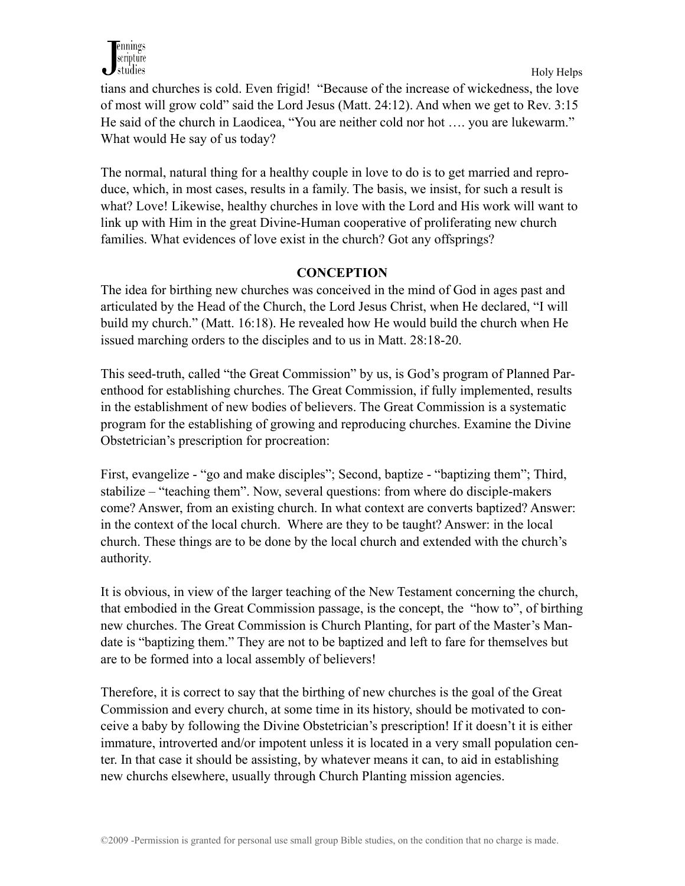tians and churches is cold. Even frigid! "Because of the increase of wickedness, the love of most will grow cold" said the Lord Jesus (Matt. 24:12). And when we get to Rev. 3:15 He said of the church in Laodicea, "You are neither cold nor hot …. you are lukewarm." What would He say of us today?

The normal, natural thing for a healthy couple in love to do is to get married and reproduce, which, in most cases, results in a family. The basis, we insist, for such a result is what? Love! Likewise, healthy churches in love with the Lord and His work will want to link up with Him in the great Divine-Human cooperative of proliferating new church families. What evidences of love exist in the church? Got any offsprings?

## CONCEPTION

The idea for birthing new churches was conceived in the mind of God in ages past and articulated by the Head of the Church, the Lord Jesus Christ, when He declared, "I will build my church." (Matt. 16:18). He revealed how He would build the church when He issued marching orders to the disciples and to us in Matt. 28:18-20.

This seed-truth, called "the Great Commission" by us, is God's program of Planned Parenthood for establishing churches. The Great Commission, if fully implemented, results in the establishment of new bodies of believers. The Great Commission is a systematic program for the establishing of growing and reproducing churches. Examine the Divine Obstetrician's prescription for procreation:

First, evangelize - "go and make disciples"; Second, baptize - "baptizing them"; Third, stabilize – "teaching them". Now, several questions: from where do disciple-makers come? Answer, from an existing church. In what context are converts baptized? Answer: in the context of the local church. Where are they to be taught? Answer: in the local church. These things are to be done by the local church and extended with the church's authority.

It is obvious, in view of the larger teaching of the New Testament concerning the church, that embodied in the Great Commission passage, is the concept, the "how to", of birthing new churches. The Great Commission is Church Planting, for part of the Master's Mandate is "baptizing them." They are not to be baptized and left to fare for themselves but are to be formed into a local assembly of believers!

Therefore, it is correct to say that the birthing of new churches is the goal of the Great Commission and every church, at some time in its history, should be motivated to conceive a baby by following the Divine Obstetrician's prescription! If it doesn't it is either immature, introverted and/or impotent unless it is located in a very small population center. In that case it should be assisting, by whatever means it can, to aid in establishing new churchs elsewhere, usually through Church Planting mission agencies.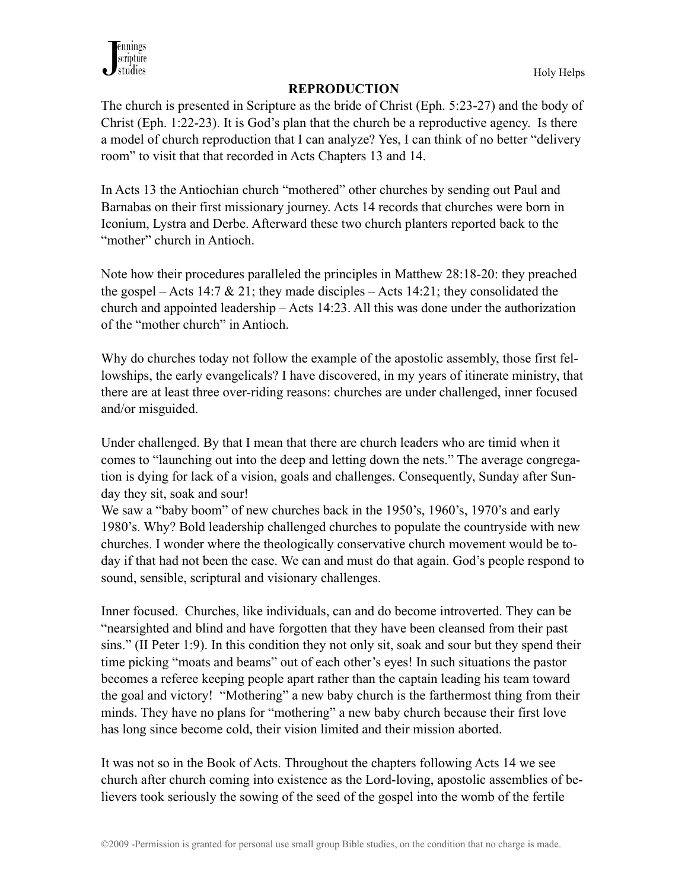# REPRODUCTION

The church is presented in Scripture as the bride of Christ (Eph. 5:23-27) and the body of Christ (Eph. 1:22-23). It is God's plan that the church be a reproductive agency. Is there a model of church reproduction that I can analyze? Yes, I can think of no better "delivery room" to visit that that recorded in Acts Chapters 13 and 14.

In Acts 13 the Antiochian church "mothered" other churches by sending out Paul and Barnabas on their first missionary journey. Acts 14 records that churches were born in Iconium, Lystra and Derbe. Afterward these two church planters reported back to the "mother" church in Antioch.

Note how their procedures paralleled the principles in Matthew 28:18-20: they preached the gospel – Acts 14:7 & 21; they made disciples – Acts 14:21; they consolidated the church and appointed leadership – Acts 14:23. All this was done under the authorization of the "mother church" in Antioch.

Why do churches today not follow the example of the apostolic assembly, those first fellowships, the early evangelicals? I have discovered, in my years of itinerate ministry, that there are at least three over-riding reasons: churches are under challenged, inner focused and/or misguided.

Under challenged. By that I mean that there are church leaders who are timid when it comes to "launching out into the deep and letting down the nets." The average congregation is dying for lack of a vision, goals and challenges. Consequently, Sunday after Sunday they sit, soak and sour!

We saw a "baby boom" of new churches back in the 1950's, 1960's, 1970's and early 1980's. Why? Bold leadership challenged churches to populate the countryside with new churches. I wonder where the theologically conservative church movement would be today if that had not been the case. We can and must do that again. God's people respond to sound, sensible, scriptural and visionary challenges.

Inner focused. Churches, like individuals, can and do become introverted. They can be "nearsighted and blind and have forgotten that they have been cleansed from their past sins." (II Peter 1:9). In this condition they not only sit, soak and sour but they spend their time picking "moats and beams" out of each other's eyes! In such situations the pastor becomes a referee keeping people apart rather than the captain leading his team toward the goal and victory! "Mothering" a new baby church is the farthermost thing from their minds. They have no plans for "mothering" a new baby church because their first love has long since become cold, their vision limited and their mission aborted.

It was not so in the Book of Acts. Throughout the chapters following Acts 14 we see church after church coming into existence as the Lord-loving, apostolic assemblies of believers took seriously the sowing of the seed of the gospel into the womb of the fertile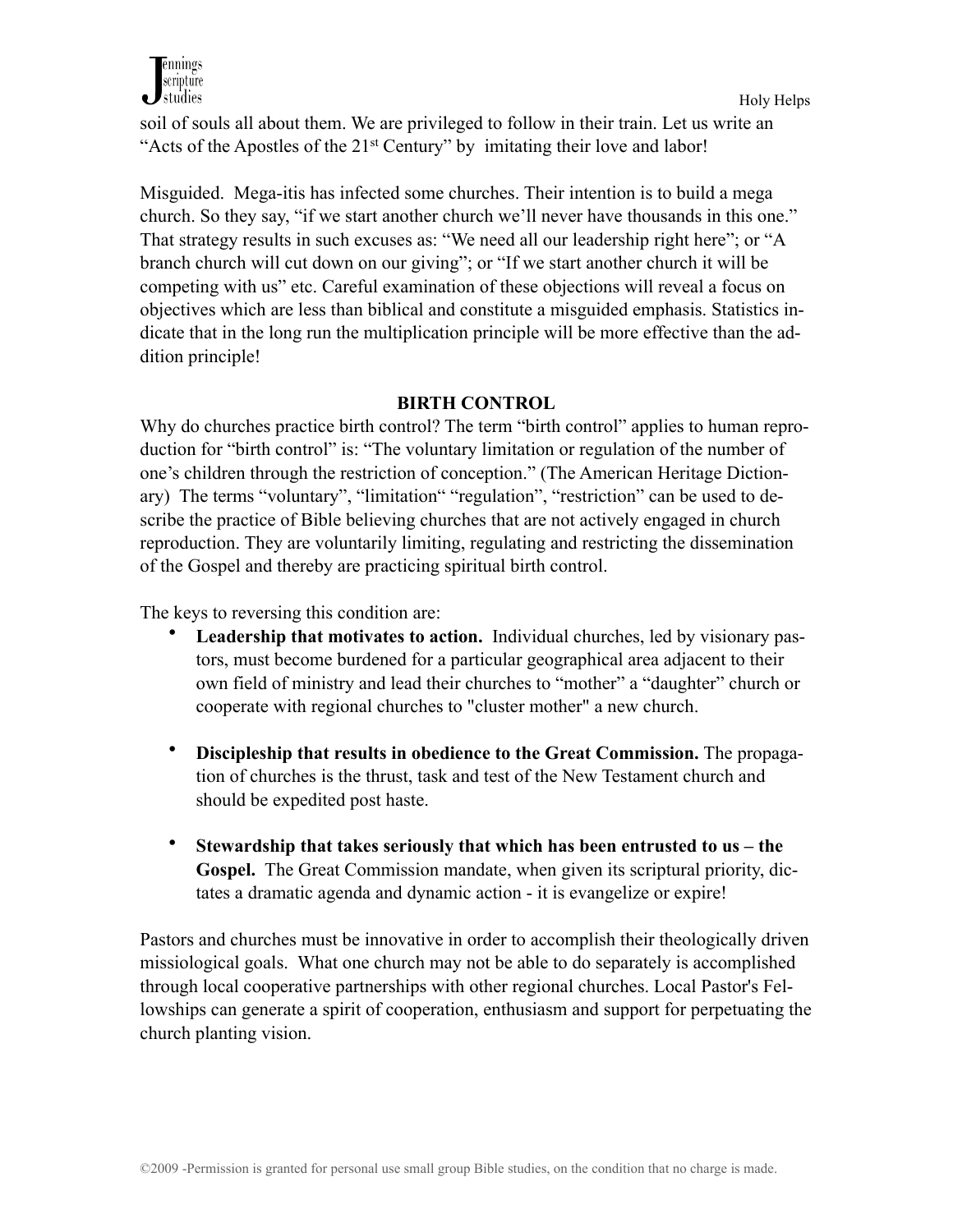soil of souls all about them. We are privileged to follow in their train. Let us write an "Acts of the Apostles of the 21st Century" by imitating their love and labor!

Misguided. Mega-itis has infected some churches. Their intention is to build a mega church. So they say, "if we start another church we'll never have thousands in this one." That strategy results in such excuses as: "We need all our leadership right here"; or "A branch church will cut down on our giving"; or "If we start another church it will be competing with us" etc. Careful examination of these objections will reveal a focus on objectives which are less than biblical and constitute a misguided emphasis. Statistics indicate that in the long run the multiplication principle will be more effective than the addition principle!

## BIRTH CONTROL

Why do churches practice birth control? The term "birth control" applies to human reproduction for "birth control" is: "The voluntary limitation or regulation of the number of one's children through the restriction of conception." (The American Heritage Dictionary) The terms "voluntary", "limitation" "regulation", "restriction" can be used to describe the practice of Bible believing churches that are not actively engaged in church reproduction. They are voluntarily limiting, regulating and restricting the dissemination of the Gospel and thereby are practicing spiritual birth control.

The keys to reversing this condition are:

- **Leadership that motivates to action.** Individual churches, led by visionary pastors, must become burdened for a particular geographical area adjacent to their own field of ministry and lead their churches to "mother" a "daughter" church or cooperate with regional churches to "cluster mother" a new church.

- **Discipleship that results in obedience to the Great Commission.** The propagation of churches is the thrust, task and test of the New Testament church and should be expedited post haste.

- **Stewardship that takes seriously that which has been entrusted to us – the Gospel.** The Great Commission mandate, when given its scriptural priority, dictates a dramatic agenda and dynamic action - it is evangelize or expire!

Pastors and churches must be innovative in order to accomplish their theologically driven missiological goals. What one church may not be able to do separately is accomplished through local cooperative partnerships with other regional churches. Local Pastor's Fellowships can generate a spirit of cooperation, enthusiasm and support for perpetuating the church planting vision.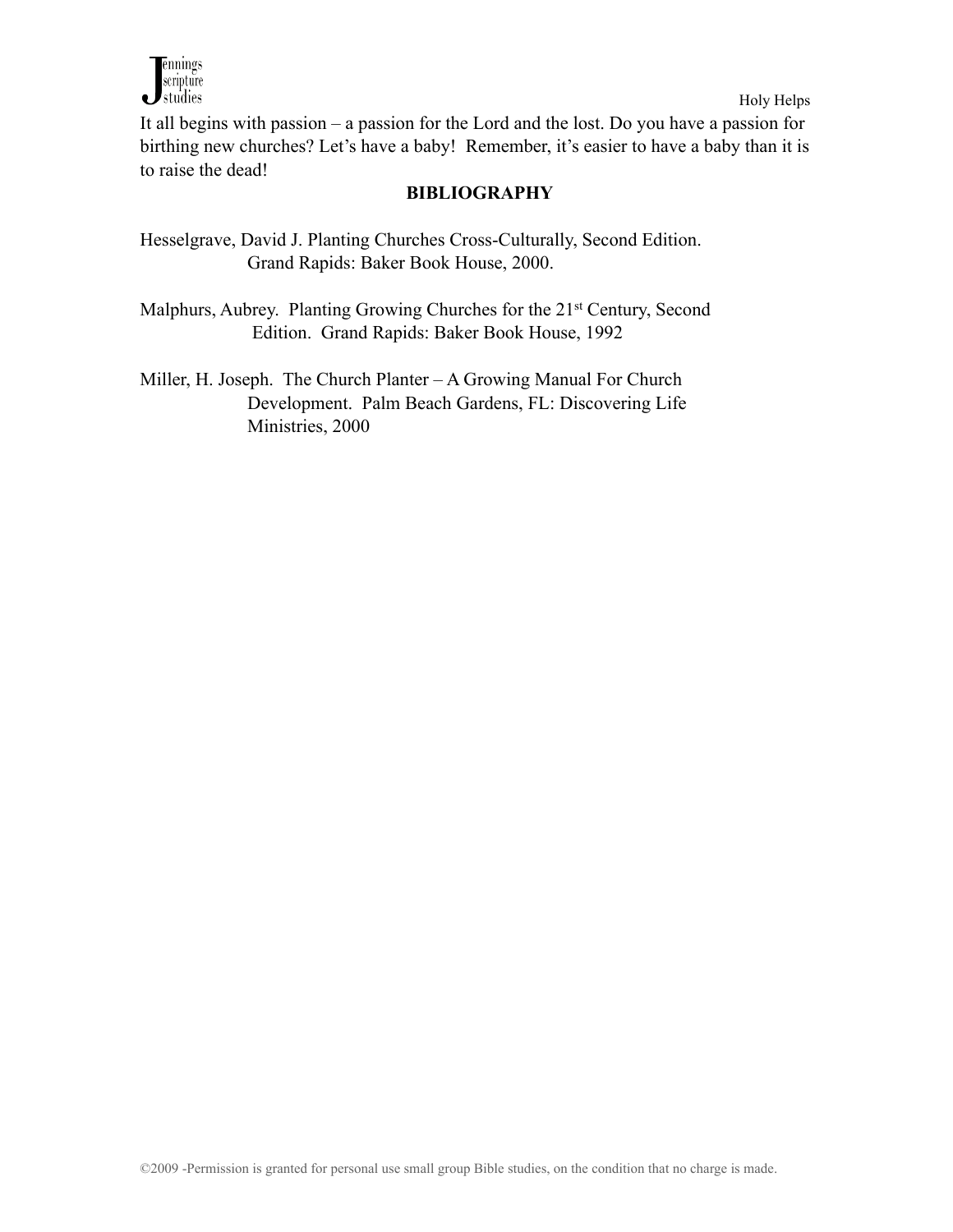It all begins with passion – a passion for the Lord and the lost. Do you have a passion for birthing new churches? Let's have a baby! Remember, it's easier to have a baby than it is to raise the dead!

## BIBLIOGRAPHY

Hesselgrave, David J. Planting Churches Cross-Culturally, Second Edition. Grand Rapids: Baker Book House, 2000.

Malphurs, Aubrey. Planting Growing Churches for the 21st Century, Second Edition. Grand Rapids: Baker Book House, 1992

Miller, H. Joseph. The Church Planter – A Growing Manual For Church Development. Palm Beach Gardens, FL: Discovering Life Ministries, 2000

©2009 -Permission is granted for personal use small group Bible studies, on the condition that no charge is made.